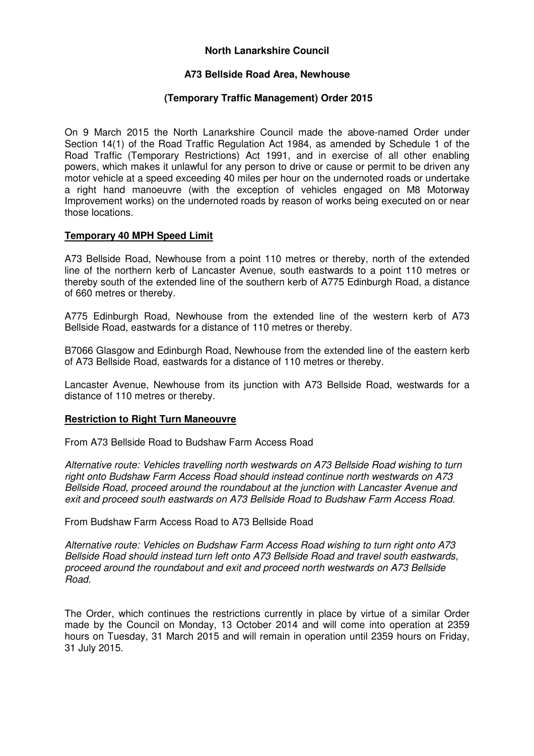**North Lanarkshire Council**

**A73 Bellside Road Area, Newhouse**

**(Temporary Traffic Management) Order 2015**

On 9 March 2015 the North Lanarkshire Council made the above-named Order under Section 14(1) of the Road Traffic Regulation Act 1984, as amended by Schedule 1 of the Road Traffic (Temporary Restrictions) Act 1991, and in exercise of all other enabling powers, which makes it unlawful for any person to drive or cause or permit to be driven any motor vehicle at a speed exceeding 40 miles per hour on the undernoted roads or undertake a right hand manoeuvre (with the exception of vehicles engaged on M8 Motorway Improvement works) on the undernoted roads by reason of works being executed on or near those locations.

**Temporary 40 MPH Speed Limit**

A73 Bellside Road, Newhouse from a point 110 metres or thereby, north of the extended line of the northern kerb of Lancaster Avenue, south eastwards to a point 110 metres or thereby south of the extended line of the southern kerb of A775 Edinburgh Road, a distance of 660 metres or thereby.

A775 Edinburgh Road, Newhouse from the extended line of the western kerb of A73 Bellside Road, eastwards for a distance of 110 metres or thereby.

B7066 Glasgow and Edinburgh Road, Newhouse from the extended line of the eastern kerb of A73 Bellside Road, eastwards for a distance of 110 metres or thereby.

Lancaster Avenue, Newhouse from its junction with A73 Bellside Road, westwards for a distance of 110 metres or thereby.

**Restriction to Right Turn Maneouvre**

From A73 Bellside Road to Budshaw Farm Access Road

*Alternative route: Vehicles travelling north westwards on A73 Bellside Road wishing to turn right onto Budshaw Farm Access Road should instead continue north westwards on A73 Bellside Road, proceed around the roundabout at the junction with Lancaster Avenue and exit and proceed south eastwards on A73 Bellside Road to Budshaw Farm Access Road.*

From Budshaw Farm Access Road to A73 Bellside Road

*Alternative route: Vehicles on Budshaw Farm Access Road wishing to turn right onto A73 Bellside Road should instead turn left onto A73 Bellside Road and travel south eastwards, proceed around the roundabout and exit and proceed north westwards on A73 Bellside Road.*

The Order, which continues the restrictions currently in place by virtue of a similar Order made by the Council on Monday, 13 October 2014 and will come into operation at 2359 hours on Tuesday, 31 March 2015 and will remain in operation until 2359 hours on Friday, 31 July 2015.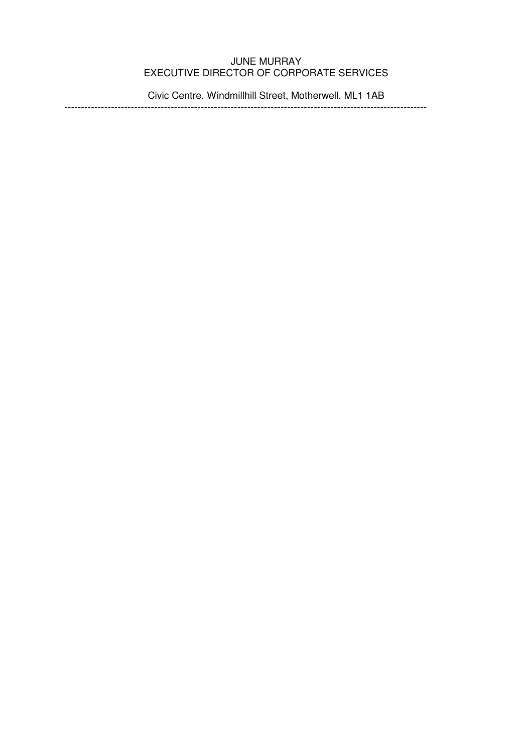JUNE MURRAY
EXECUTIVE DIRECTOR OF CORPORATE SERVICES

Civic Centre, Windmillhill Street, Motherwell, ML1 1AB

---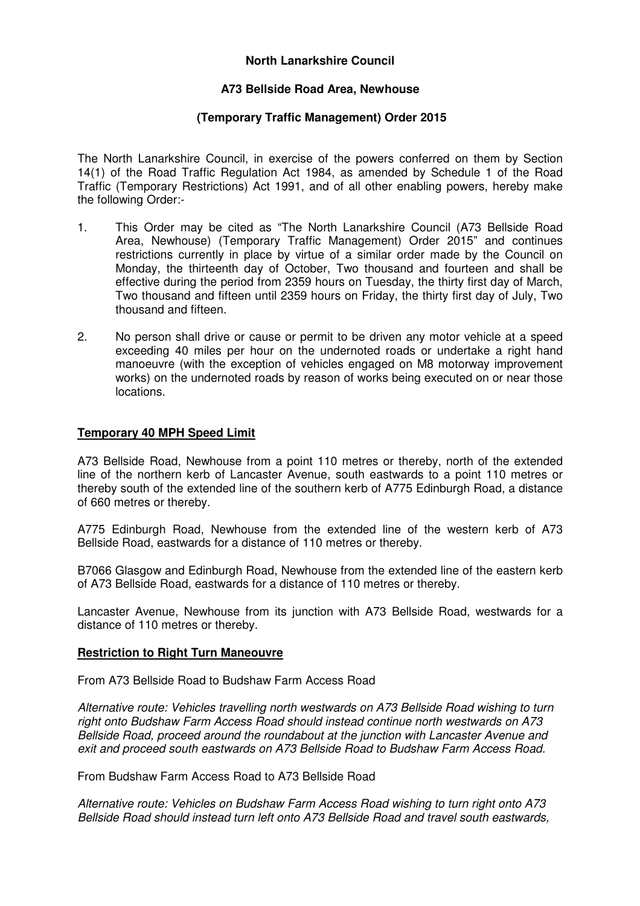**North Lanarkshire Council**

**A73 Bellside Road Area, Newhouse**

**(Temporary Traffic Management) Order 2015**

The North Lanarkshire Council, in exercise of the powers conferred on them by Section 14(1) of the Road Traffic Regulation Act 1984, as amended by Schedule 1 of the Road Traffic (Temporary Restrictions) Act 1991, and of all other enabling powers, hereby make the following Order:-

1. This Order may be cited as "The North Lanarkshire Council (A73 Bellside Road Area, Newhouse) (Temporary Traffic Management) Order 2015" and continues restrictions currently in place by virtue of a similar order made by the Council on Monday, the thirteenth day of October, Two thousand and fourteen and shall be effective during the period from 2359 hours on Tuesday, the thirty first day of March, Two thousand and fifteen until 2359 hours on Friday, the thirty first day of July, Two thousand and fifteen.

2. No person shall drive or cause or permit to be driven any motor vehicle at a speed exceeding 40 miles per hour on the undernoted roads or undertake a right hand manoeuvre (with the exception of vehicles engaged on M8 motorway improvement works) on the undernoted roads by reason of works being executed on or near those locations.

**Temporary 40 MPH Speed Limit**

A73 Bellside Road, Newhouse from a point 110 metres or thereby, north of the extended line of the northern kerb of Lancaster Avenue, south eastwards to a point 110 metres or thereby south of the extended line of the southern kerb of A775 Edinburgh Road, a distance of 660 metres or thereby.

A775 Edinburgh Road, Newhouse from the extended line of the western kerb of A73 Bellside Road, eastwards for a distance of 110 metres or thereby.

B7066 Glasgow and Edinburgh Road, Newhouse from the extended line of the eastern kerb of A73 Bellside Road, eastwards for a distance of 110 metres or thereby.

Lancaster Avenue, Newhouse from its junction with A73 Bellside Road, westwards for a distance of 110 metres or thereby.

**Restriction to Right Turn Maneouvre**

From A73 Bellside Road to Budshaw Farm Access Road

*Alternative route: Vehicles travelling north westwards on A73 Bellside Road wishing to turn right onto Budshaw Farm Access Road should instead continue north westwards on A73 Bellside Road, proceed around the roundabout at the junction with Lancaster Avenue and exit and proceed south eastwards on A73 Bellside Road to Budshaw Farm Access Road.*

From Budshaw Farm Access Road to A73 Bellside Road

*Alternative route: Vehicles on Budshaw Farm Access Road wishing to turn right onto A73 Bellside Road should instead turn left onto A73 Bellside Road and travel south eastwards,*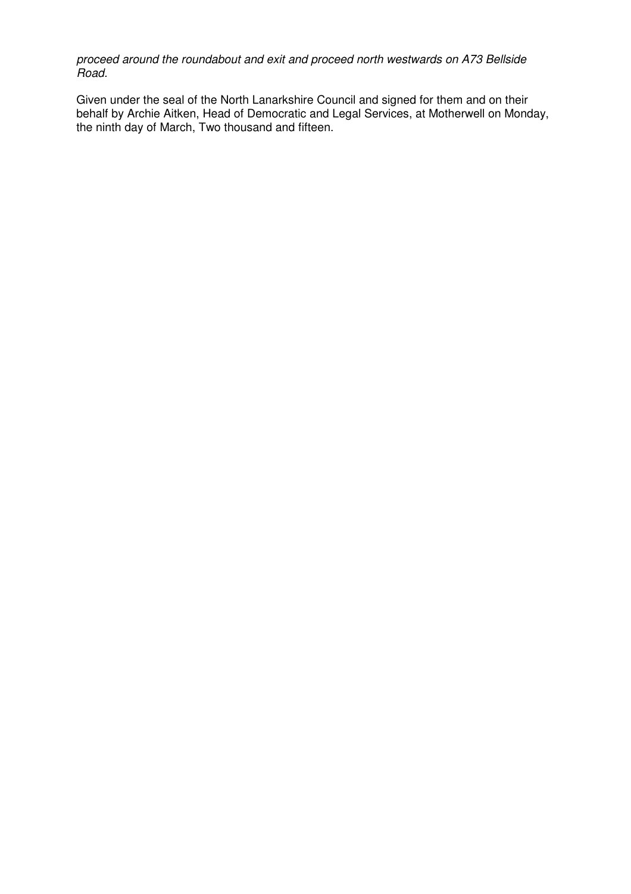*proceed around the roundabout and exit and proceed north westwards on A73 Bellside Road.*

Given under the seal of the North Lanarkshire Council and signed for them and on their behalf by Archie Aitken, Head of Democratic and Legal Services, at Motherwell on Monday, the ninth day of March, Two thousand and fifteen.